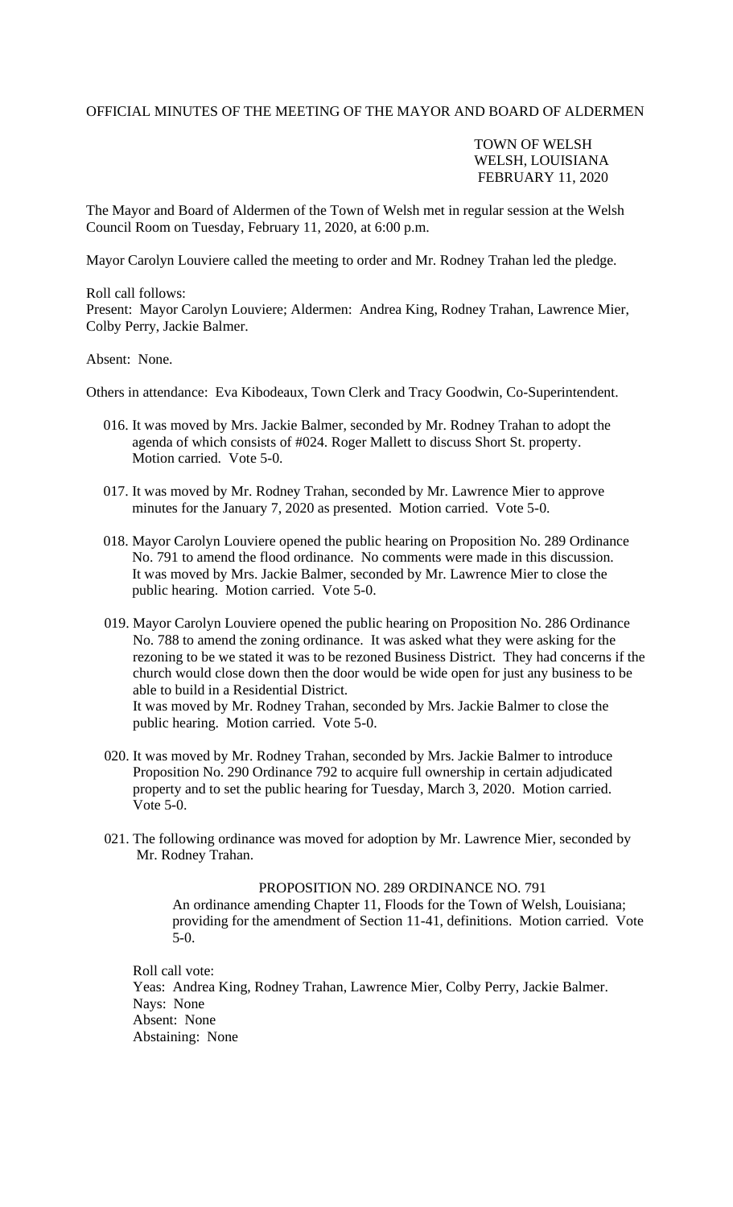OFFICIAL MINUTES OF THE MEETING OF THE MAYOR AND BOARD OF ALDERMEN

TOWN OF WELSH
WELSH, LOUISIANA
FEBRUARY 11, 2020

The Mayor and Board of Aldermen of the Town of Welsh met in regular session at the Welsh Council Room on Tuesday, February 11, 2020, at 6:00 p.m.

Mayor Carolyn Louviere called the meeting to order and Mr. Rodney Trahan led the pledge.

Roll call follows:
Present: Mayor Carolyn Louviere; Aldermen: Andrea King, Rodney Trahan, Lawrence Mier, Colby Perry, Jackie Balmer.

Absent: None.

Others in attendance: Eva Kibodeaux, Town Clerk and Tracy Goodwin, Co-Superintendent.

016. It was moved by Mrs. Jackie Balmer, seconded by Mr. Rodney Trahan to adopt the agenda of which consists of #024. Roger Mallett to discuss Short St. property. Motion carried. Vote 5-0.

017. It was moved by Mr. Rodney Trahan, seconded by Mr. Lawrence Mier to approve minutes for the January 7, 2020 as presented. Motion carried. Vote 5-0.

018. Mayor Carolyn Louviere opened the public hearing on Proposition No. 289 Ordinance No. 791 to amend the flood ordinance. No comments were made in this discussion. It was moved by Mrs. Jackie Balmer, seconded by Mr. Lawrence Mier to close the public hearing. Motion carried. Vote 5-0.

019. Mayor Carolyn Louviere opened the public hearing on Proposition No. 286 Ordinance No. 788 to amend the zoning ordinance. It was asked what they were asking for the rezoning to be we stated it was to be rezoned Business District. They had concerns if the church would close down then the door would be wide open for just any business to be able to build in a Residential District.
It was moved by Mr. Rodney Trahan, seconded by Mrs. Jackie Balmer to close the public hearing. Motion carried. Vote 5-0.

020. It was moved by Mr. Rodney Trahan, seconded by Mrs. Jackie Balmer to introduce Proposition No. 290 Ordinance 792 to acquire full ownership in certain adjudicated property and to set the public hearing for Tuesday, March 3, 2020. Motion carried. Vote 5-0.

021. The following ordinance was moved for adoption by Mr. Lawrence Mier, seconded by Mr. Rodney Trahan.

PROPOSITION NO. 289 ORDINANCE NO. 791

An ordinance amending Chapter 11, Floods for the Town of Welsh, Louisiana; providing for the amendment of Section 11-41, definitions. Motion carried. Vote 5-0.

Roll call vote:
Yeas: Andrea King, Rodney Trahan, Lawrence Mier, Colby Perry, Jackie Balmer.
Nays: None
Absent: None
Abstaining: None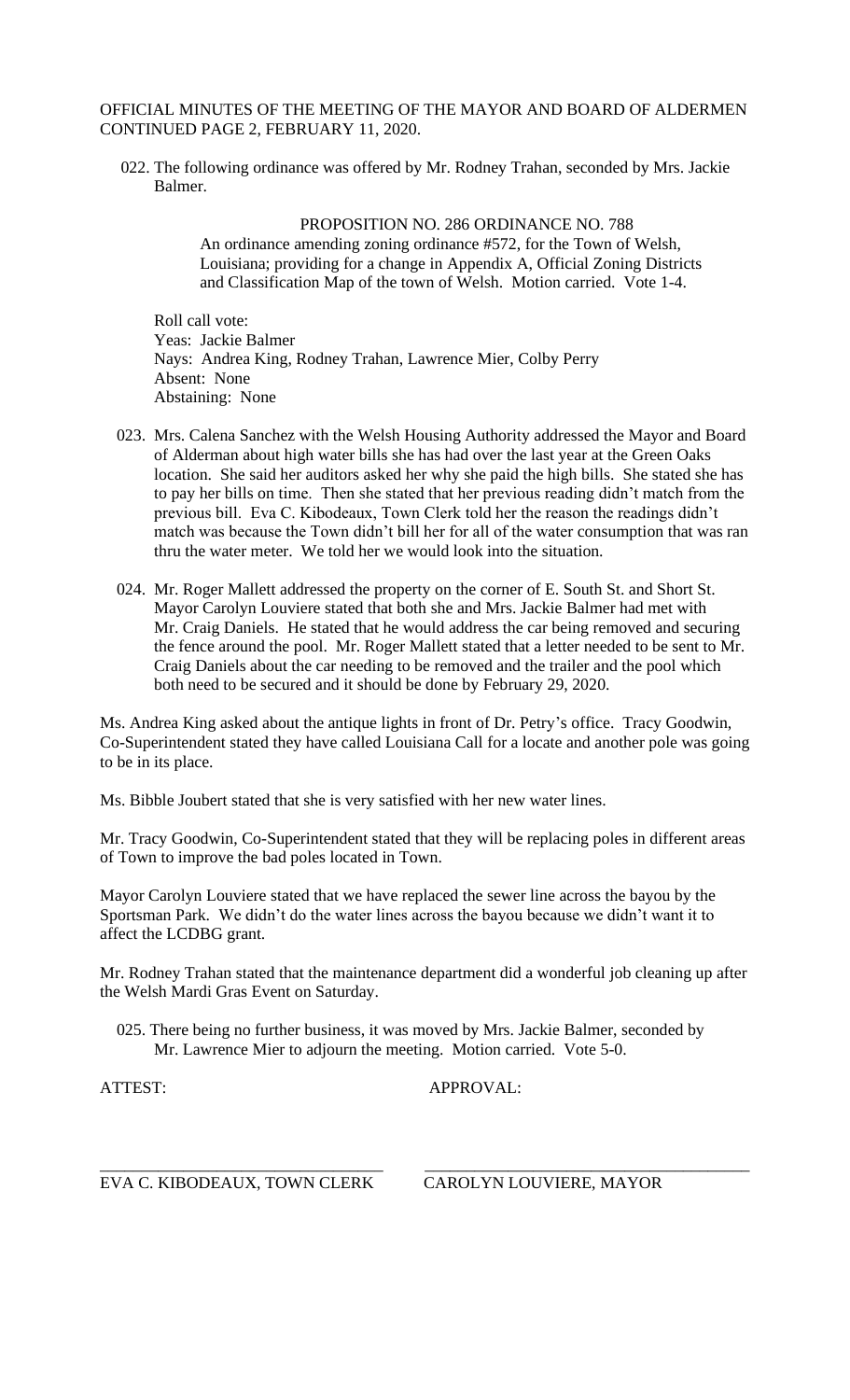OFFICIAL MINUTES OF THE MEETING OF THE MAYOR AND BOARD OF ALDERMEN CONTINUED PAGE 2, FEBRUARY 11, 2020.

022. The following ordinance was offered by Mr. Rodney Trahan, seconded by Mrs. Jackie Balmer.

PROPOSITION NO. 286 ORDINANCE NO. 788

An ordinance amending zoning ordinance #572, for the Town of Welsh, Louisiana; providing for a change in Appendix A, Official Zoning Districts and Classification Map of the town of Welsh. Motion carried. Vote 1-4.

Roll call vote:
Yeas: Jackie Balmer
Nays: Andrea King, Rodney Trahan, Lawrence Mier, Colby Perry
Absent: None
Abstaining: None

023. Mrs. Calena Sanchez with the Welsh Housing Authority addressed the Mayor and Board of Alderman about high water bills she has had over the last year at the Green Oaks location. She said her auditors asked her why she paid the high bills. She stated she has to pay her bills on time. Then she stated that her previous reading didn't match from the previous bill. Eva C. Kibodeaux, Town Clerk told her the reason the readings didn't match was because the Town didn't bill her for all of the water consumption that was ran thru the water meter. We told her we would look into the situation.

024. Mr. Roger Mallett addressed the property on the corner of E. South St. and Short St. Mayor Carolyn Louviere stated that both she and Mrs. Jackie Balmer had met with Mr. Craig Daniels. He stated that he would address the car being removed and securing the fence around the pool. Mr. Roger Mallett stated that a letter needed to be sent to Mr. Craig Daniels about the car needing to be removed and the trailer and the pool which both need to be secured and it should be done by February 29, 2020.

Ms. Andrea King asked about the antique lights in front of Dr. Petry's office. Tracy Goodwin, Co-Superintendent stated they have called Louisiana Call for a locate and another pole was going to be in its place.

Ms. Bibble Joubert stated that she is very satisfied with her new water lines.

Mr. Tracy Goodwin, Co-Superintendent stated that they will be replacing poles in different areas of Town to improve the bad poles located in Town.

Mayor Carolyn Louviere stated that we have replaced the sewer line across the bayou by the Sportsman Park. We didn't do the water lines across the bayou because we didn't want it to affect the LCDBG grant.

Mr. Rodney Trahan stated that the maintenance department did a wonderful job cleaning up after the Welsh Mardi Gras Event on Saturday.

025. There being no further business, it was moved by Mrs. Jackie Balmer, seconded by Mr. Lawrence Mier to adjourn the meeting. Motion carried. Vote 5-0.

ATTEST: APPROVAL:

\_\_\_\_\_\_\_\_\_\_\_\_\_\_\_\_\_\_\_\_\_\_\_\_\_\_\_\_\_\_ \_\_\_\_\_\_\_\_\_\_\_\_\_\_\_\_\_\_\_\_\_\_\_\_\_\_\_\_\_\_

EVA C. KIBODEAUX, TOWN CLERK CAROLYN LOUVIERE, MAYOR